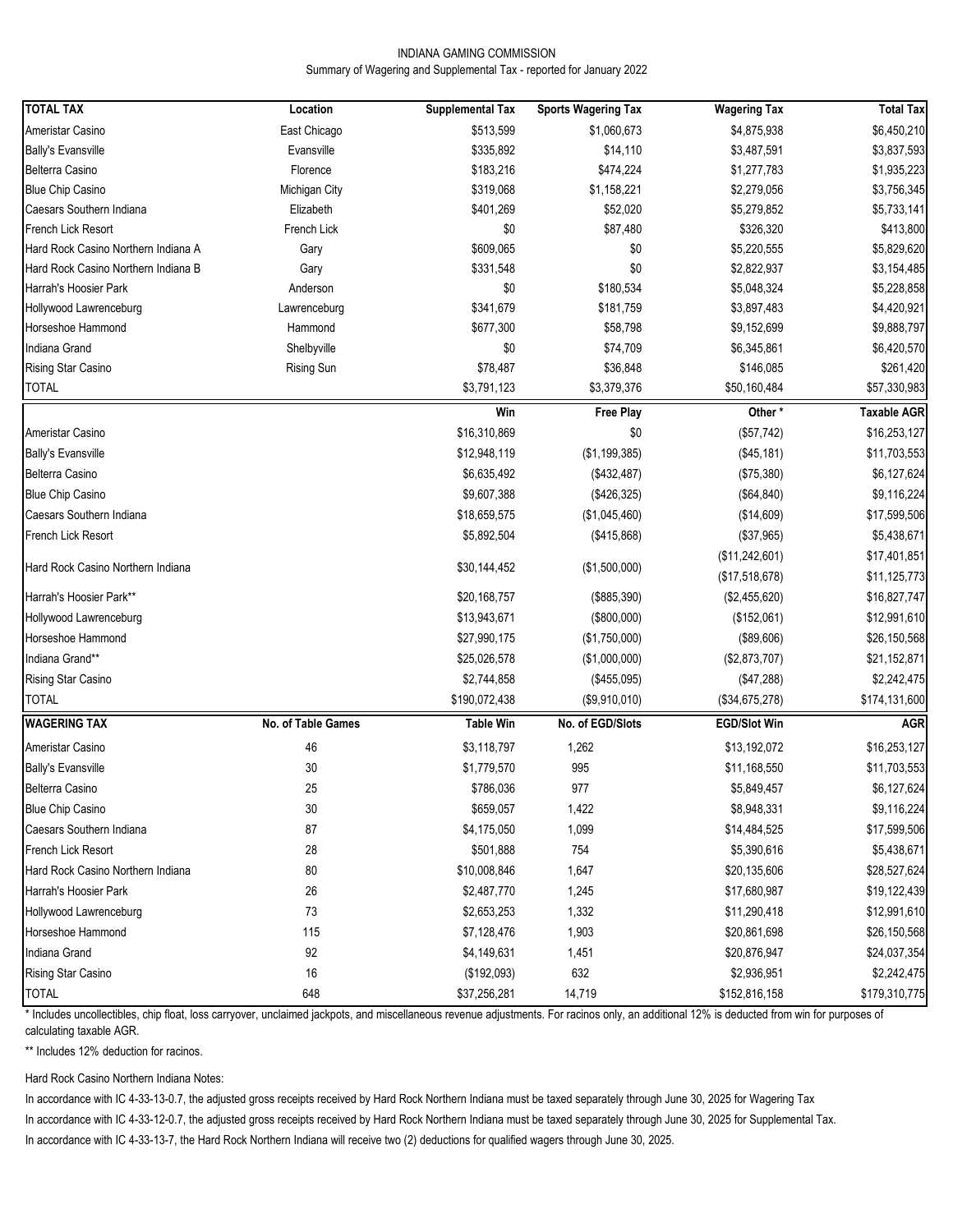INDIANA GAMING COMMISSION

Summary of Wagering and Supplemental Tax - reported for January 2022

| TOTAL TAX | Location | Supplemental Tax | Sports Wagering Tax | Wagering Tax | Total Tax |
|---|---|---|---|---|---|
| Ameristar Casino | East Chicago | $513,599 | $1,060,673 | $4,875,938 | $6,450,210 |
| Bally's Evansville | Evansville | $335,892 | $14,110 | $3,487,591 | $3,837,593 |
| Belterra Casino | Florence | $183,216 | $474,224 | $1,277,783 | $1,935,223 |
| Blue Chip Casino | Michigan City | $319,068 | $1,158,221 | $2,279,056 | $3,756,345 |
| Caesars Southern Indiana | Elizabeth | $401,269 | $52,020 | $5,279,852 | $5,733,141 |
| French Lick Resort | French Lick | $0 | $87,480 | $326,320 | $413,800 |
| Hard Rock Casino Northern Indiana A | Gary | $609,065 | $0 | $5,220,555 | $5,829,620 |
| Hard Rock Casino Northern Indiana B | Gary | $331,548 | $0 | $2,822,937 | $3,154,485 |
| Harrah's Hoosier Park | Anderson | $0 | $180,534 | $5,048,324 | $5,228,858 |
| Hollywood Lawrenceburg | Lawrenceburg | $341,679 | $181,759 | $3,897,483 | $4,420,921 |
| Horseshoe Hammond | Hammond | $677,300 | $58,798 | $9,152,699 | $9,888,797 |
| Indiana Grand | Shelbyville | $0 | $74,709 | $6,345,861 | $6,420,570 |
| Rising Star Casino | Rising Sun | $78,487 | $36,848 | $146,085 | $261,420 |
| TOTAL | | $3,791,123 | $3,379,376 | $50,160,484 | $57,330,983 |

| | Win | Free Play | Other * | Taxable AGR |
|---|---|---|---|---|
| Ameristar Casino | $16,310,869 | $0 | ($57,742) | $16,253,127 |
| Bally's Evansville | $12,948,119 | ($1,199,385) | ($45,181) | $11,703,553 |
| Belterra Casino | $6,635,492 | ($432,487) | ($75,380) | $6,127,624 |
| Blue Chip Casino | $9,607,388 | ($426,325) | ($64,840) | $9,116,224 |
| Caesars Southern Indiana | $18,659,575 | ($1,045,460) | ($14,609) | $17,599,506 |
| French Lick Resort | $5,892,504 | ($415,868) | ($37,965) | $5,438,671 |
| Hard Rock Casino Northern Indiana | $30,144,452 | ($1,500,000) | ($11,242,601) | $17,401,851 |
| | | | ($17,518,678) | $11,125,773 |
| Harrah's Hoosier Park** | $20,168,757 | ($885,390) | ($2,455,620) | $16,827,747 |
| Hollywood Lawrenceburg | $13,943,671 | ($800,000) | ($152,061) | $12,991,610 |
| Horseshoe Hammond | $27,990,175 | ($1,750,000) | ($89,606) | $26,150,568 |
| Indiana Grand** | $25,026,578 | ($1,000,000) | ($2,873,707) | $21,152,871 |
| Rising Star Casino | $2,744,858 | ($455,095) | ($47,288) | $2,242,475 |
| TOTAL | $190,072,438 | ($9,910,010) | ($34,675,278) | $174,131,600 |

| WAGERING TAX | No. of Table Games | Table Win | No. of EGD/Slots | EGD/Slot Win | AGR |
|---|---|---|---|---|---|
| Ameristar Casino | 46 | $3,118,797 | 1,262 | $13,192,072 | $16,253,127 |
| Bally's Evansville | 30 | $1,779,570 | 995 | $11,168,550 | $11,703,553 |
| Belterra Casino | 25 | $786,036 | 977 | $5,849,457 | $6,127,624 |
| Blue Chip Casino | 30 | $659,057 | 1,422 | $8,948,331 | $9,116,224 |
| Caesars Southern Indiana | 87 | $4,175,050 | 1,099 | $14,484,525 | $17,599,506 |
| French Lick Resort | 28 | $501,888 | 754 | $5,390,616 | $5,438,671 |
| Hard Rock Casino Northern Indiana | 80 | $10,008,846 | 1,647 | $20,135,606 | $28,527,624 |
| Harrah's Hoosier Park | 26 | $2,487,770 | 1,245 | $17,680,987 | $19,122,439 |
| Hollywood Lawrenceburg | 73 | $2,653,253 | 1,332 | $11,290,418 | $12,991,610 |
| Horseshoe Hammond | 115 | $7,128,476 | 1,903 | $20,861,698 | $26,150,568 |
| Indiana Grand | 92 | $4,149,631 | 1,451 | $20,876,947 | $24,037,354 |
| Rising Star Casino | 16 | ($192,093) | 632 | $2,936,951 | $2,242,475 |
| TOTAL | 648 | $37,256,281 | 14,719 | $152,816,158 | $179,310,775 |

* Includes uncollectibles, chip float, loss carryover, unclaimed jackpots, and miscellaneous revenue adjustments. For racinos only, an additional 12% is deducted from win for purposes of calculating taxable AGR.

** Includes 12% deduction for racinos.

Hard Rock Casino Northern Indiana Notes:

In accordance with IC 4-33-13-0.7, the adjusted gross receipts received by Hard Rock Northern Indiana must be taxed separately through June 30, 2025 for Wagering Tax

In accordance with IC 4-33-12-0.7, the adjusted gross receipts received by Hard Rock Northern Indiana must be taxed separately through June 30, 2025 for Supplemental Tax.

In accordance with IC 4-33-13-7, the Hard Rock Northern Indiana will receive two (2) deductions for qualified wagers through June 30, 2025.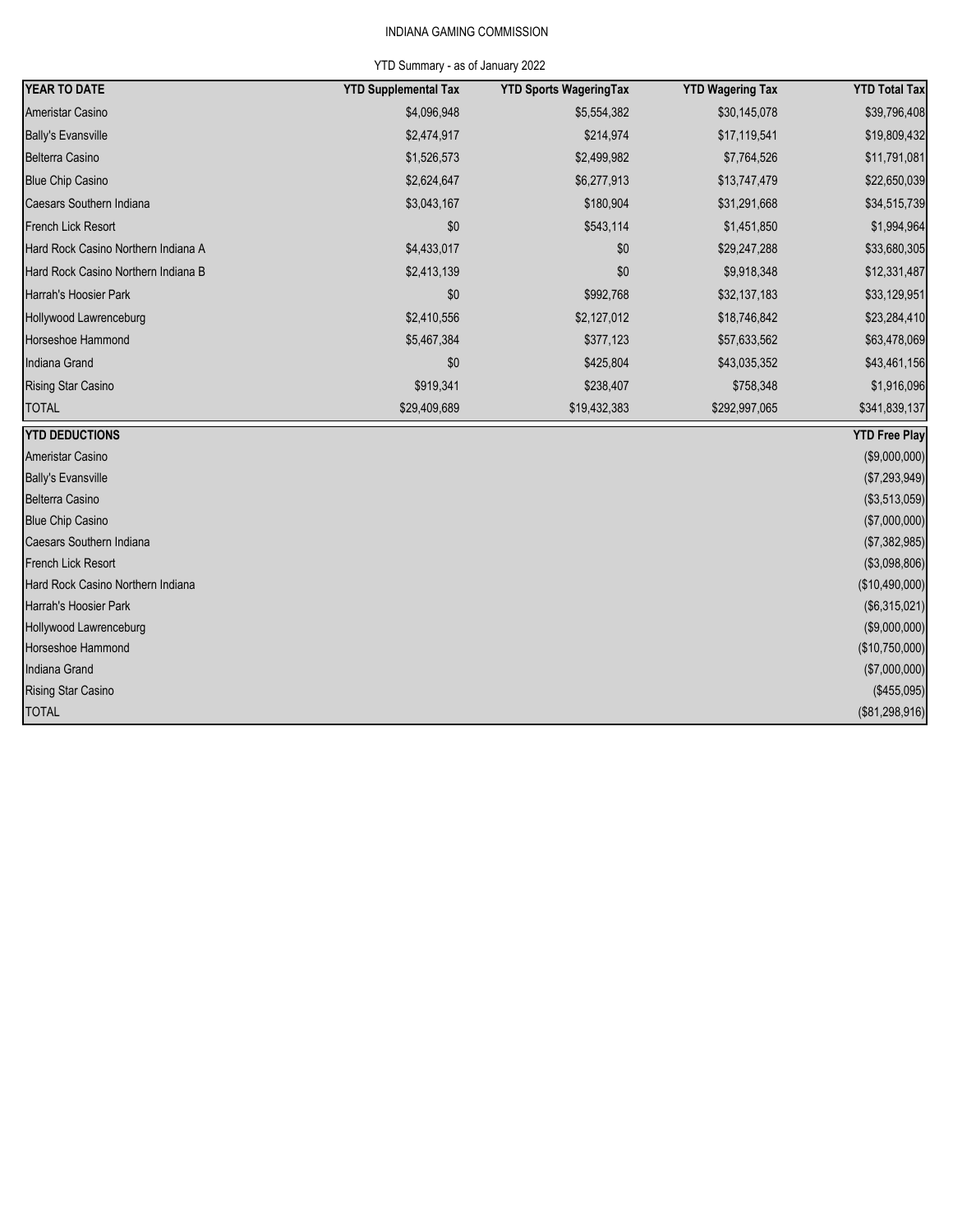INDIANA GAMING COMMISSION

YTD Summary - as of January 2022

| YEAR TO DATE | YTD Supplemental Tax | YTD Sports WageringTax | YTD Wagering Tax | YTD Total Tax |
|---|---|---|---|---|
| Ameristar Casino | $4,096,948 | $5,554,382 | $30,145,078 | $39,796,408 |
| Bally's Evansville | $2,474,917 | $214,974 | $17,119,541 | $19,809,432 |
| Belterra Casino | $1,526,573 | $2,499,982 | $7,764,526 | $11,791,081 |
| Blue Chip Casino | $2,624,647 | $6,277,913 | $13,747,479 | $22,650,039 |
| Caesars Southern Indiana | $3,043,167 | $180,904 | $31,291,668 | $34,515,739 |
| French Lick Resort | $0 | $543,114 | $1,451,850 | $1,994,964 |
| Hard Rock Casino Northern Indiana A | $4,433,017 | $0 | $29,247,288 | $33,680,305 |
| Hard Rock Casino Northern Indiana B | $2,413,139 | $0 | $9,918,348 | $12,331,487 |
| Harrah's Hoosier Park | $0 | $992,768 | $32,137,183 | $33,129,951 |
| Hollywood Lawrenceburg | $2,410,556 | $2,127,012 | $18,746,842 | $23,284,410 |
| Horseshoe Hammond | $5,467,384 | $377,123 | $57,633,562 | $63,478,069 |
| Indiana Grand | $0 | $425,804 | $43,035,352 | $43,461,156 |
| Rising Star Casino | $919,341 | $238,407 | $758,348 | $1,916,096 |
| TOTAL | $29,409,689 | $19,432,383 | $292,997,065 | $341,839,137 |

| YTD DEDUCTIONS | YTD Free Play |
|---|---|
| Ameristar Casino | ($9,000,000) |
| Bally's Evansville | ($7,293,949) |
| Belterra Casino | ($3,513,059) |
| Blue Chip Casino | ($7,000,000) |
| Caesars Southern Indiana | ($7,382,985) |
| French Lick Resort | ($3,098,806) |
| Hard Rock Casino Northern Indiana | ($10,490,000) |
| Harrah's Hoosier Park | ($6,315,021) |
| Hollywood Lawrenceburg | ($9,000,000) |
| Horseshoe Hammond | ($10,750,000) |
| Indiana Grand | ($7,000,000) |
| Rising Star Casino | ($455,095) |
| TOTAL | ($81,298,916) |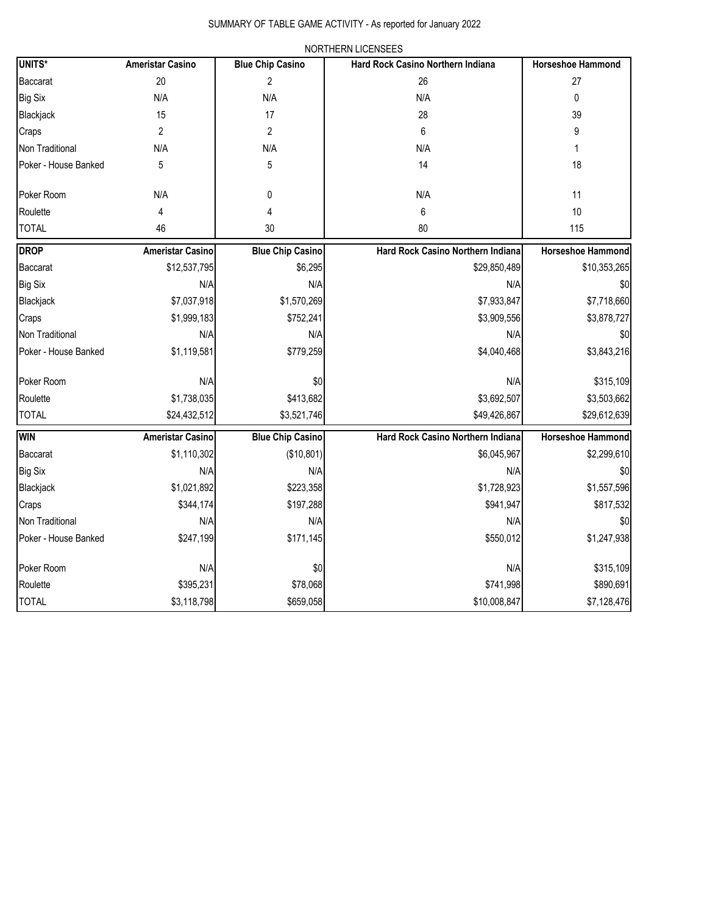# SUMMARY OF TABLE GAME ACTIVITY - As reported for January 2022

## NORTHERN LICENSEES

| UNITS* | Ameristar Casino | Blue Chip Casino | Hard Rock Casino Northern Indiana | Horseshoe Hammond |
|---|---|---|---|---|
| Baccarat | 20 | 2 | 26 | 27 |
| Big Six | N/A | N/A | N/A | 0 |
| Blackjack | 15 | 17 | 28 | 39 |
| Craps | 2 | 2 | 6 | 9 |
| Non Traditional | N/A | N/A | N/A | 1 |
| Poker - House Banked | 5 | 5 | 14 | 18 |
| Poker Room | N/A | 0 | N/A | 11 |
| Roulette | 4 | 4 | 6 | 10 |
| TOTAL | 46 | 30 | 80 | 115 |

| DROP | Ameristar Casino | Blue Chip Casino | Hard Rock Casino Northern Indiana | Horseshoe Hammond |
|---|---|---|---|---|
| Baccarat | $12,537,795 | $6,295 | $29,850,489 | $10,353,265 |
| Big Six | N/A | N/A | N/A | $0 |
| Blackjack | $7,037,918 | $1,570,269 | $7,933,847 | $7,718,660 |
| Craps | $1,999,183 | $752,241 | $3,909,556 | $3,878,727 |
| Non Traditional | N/A | N/A | N/A | $0 |
| Poker - House Banked | $1,119,581 | $779,259 | $4,040,468 | $3,843,216 |
| Poker Room | N/A | $0 | N/A | $315,109 |
| Roulette | $1,738,035 | $413,682 | $3,692,507 | $3,503,662 |
| TOTAL | $24,432,512 | $3,521,746 | $49,426,867 | $29,612,639 |

| WIN | Ameristar Casino | Blue Chip Casino | Hard Rock Casino Northern Indiana | Horseshoe Hammond |
|---|---|---|---|---|
| Baccarat | $1,110,302 | ($10,801) | $6,045,967 | $2,299,610 |
| Big Six | N/A | N/A | N/A | $0 |
| Blackjack | $1,021,892 | $223,358 | $1,728,923 | $1,557,596 |
| Craps | $344,174 | $197,288 | $941,947 | $817,532 |
| Non Traditional | N/A | N/A | N/A | $0 |
| Poker - House Banked | $247,199 | $171,145 | $550,012 | $1,247,938 |
| Poker Room | N/A | $0 | N/A | $315,109 |
| Roulette | $395,231 | $78,068 | $741,998 | $890,691 |
| TOTAL | $3,118,798 | $659,058 | $10,008,847 | $7,128,476 |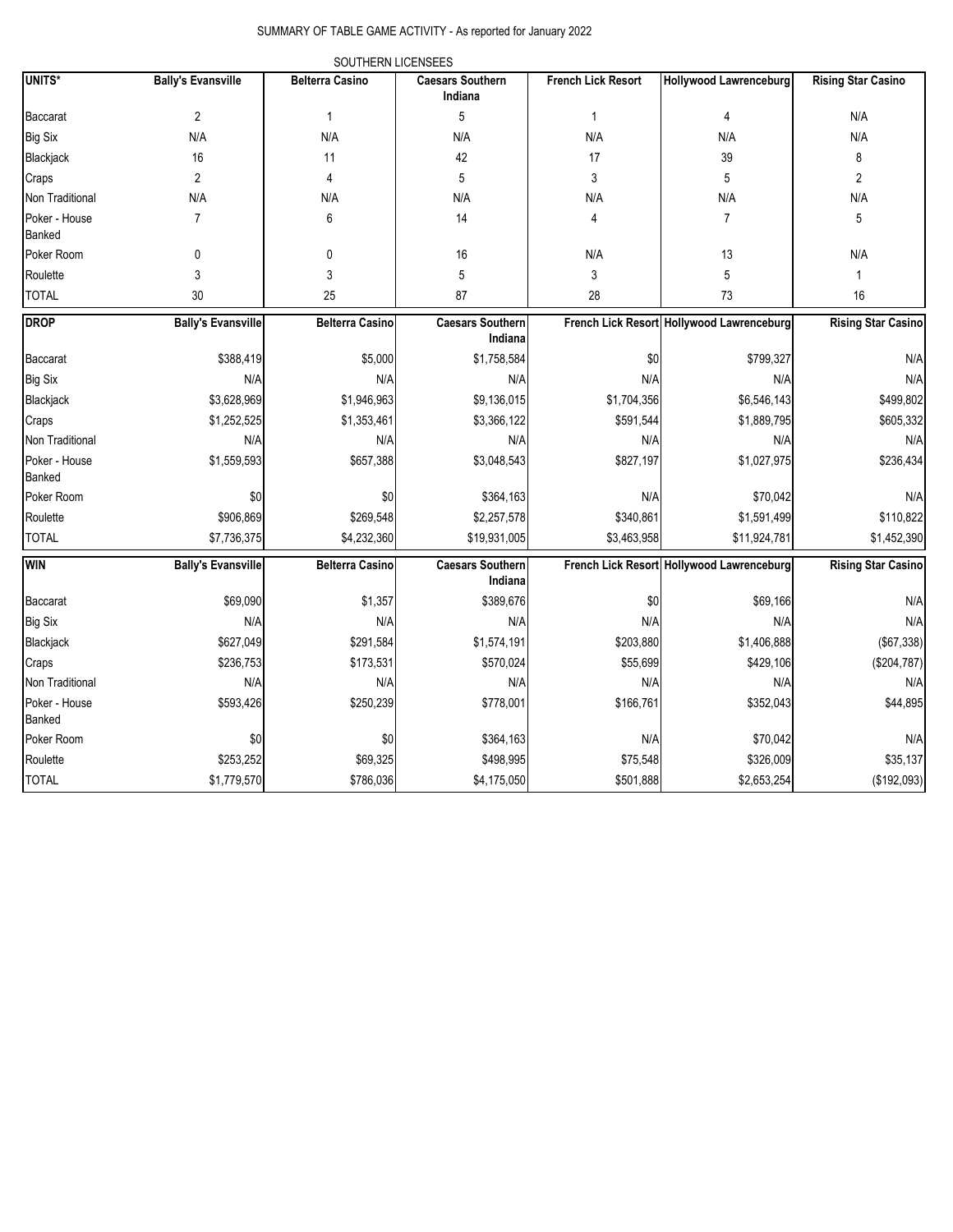SUMMARY OF TABLE GAME ACTIVITY - As reported for January 2022

SOUTHERN LICENSEES

| UNITS* | Bally's Evansville | Belterra Casino | Caesars Southern Indiana | French Lick Resort | Hollywood Lawrenceburg | Rising Star Casino |
|---|---|---|---|---|---|---|
| Baccarat | 2 | 1 | 5 | 1 | 4 | N/A |
| Big Six | N/A | N/A | N/A | N/A | N/A | N/A |
| Blackjack | 16 | 11 | 42 | 17 | 39 | 8 |
| Craps | 2 | 4 | 5 | 3 | 5 | 2 |
| Non Traditional | N/A | N/A | N/A | N/A | N/A | N/A |
| Poker - House Banked | 7 | 6 | 14 | 4 | 7 | 5 |
| Poker Room | 0 | 0 | 16 | N/A | 13 | N/A |
| Roulette | 3 | 3 | 5 | 3 | 5 | 1 |
| TOTAL | 30 | 25 | 87 | 28 | 73 | 16 |

| DROP | Bally's Evansville | Belterra Casino | Caesars Southern Indiana | French Lick Resort | Hollywood Lawrenceburg | Rising Star Casino |
|---|---|---|---|---|---|---|
| Baccarat | $388,419 | $5,000 | $1,758,584 | $0 | $799,327 | N/A |
| Big Six | N/A | N/A | N/A | N/A | N/A | N/A |
| Blackjack | $3,628,969 | $1,946,963 | $9,136,015 | $1,704,356 | $6,546,143 | $499,802 |
| Craps | $1,252,525 | $1,353,461 | $3,366,122 | $591,544 | $1,889,795 | $605,332 |
| Non Traditional | N/A | N/A | N/A | N/A | N/A | N/A |
| Poker - House Banked | $1,559,593 | $657,388 | $3,048,543 | $827,197 | $1,027,975 | $236,434 |
| Poker Room | $0 | $0 | $364,163 | N/A | $70,042 | N/A |
| Roulette | $906,869 | $269,548 | $2,257,578 | $340,861 | $1,591,499 | $110,822 |
| TOTAL | $7,736,375 | $4,232,360 | $19,931,005 | $3,463,958 | $11,924,781 | $1,452,390 |

| WIN | Bally's Evansville | Belterra Casino | Caesars Southern Indiana | French Lick Resort | Hollywood Lawrenceburg | Rising Star Casino |
|---|---|---|---|---|---|---|
| Baccarat | $69,090 | $1,357 | $389,676 | $0 | $69,166 | N/A |
| Big Six | N/A | N/A | N/A | N/A | N/A | N/A |
| Blackjack | $627,049 | $291,584 | $1,574,191 | $203,880 | $1,406,888 | ($67,338) |
| Craps | $236,753 | $173,531 | $570,024 | $55,699 | $429,106 | ($204,787) |
| Non Traditional | N/A | N/A | N/A | N/A | N/A | N/A |
| Poker - House Banked | $593,426 | $250,239 | $778,001 | $166,761 | $352,043 | $44,895 |
| Poker Room | $0 | $0 | $364,163 | N/A | $70,042 | N/A |
| Roulette | $253,252 | $69,325 | $498,995 | $75,548 | $326,009 | $35,137 |
| TOTAL | $1,779,570 | $786,036 | $4,175,050 | $501,888 | $2,653,254 | ($192,093) |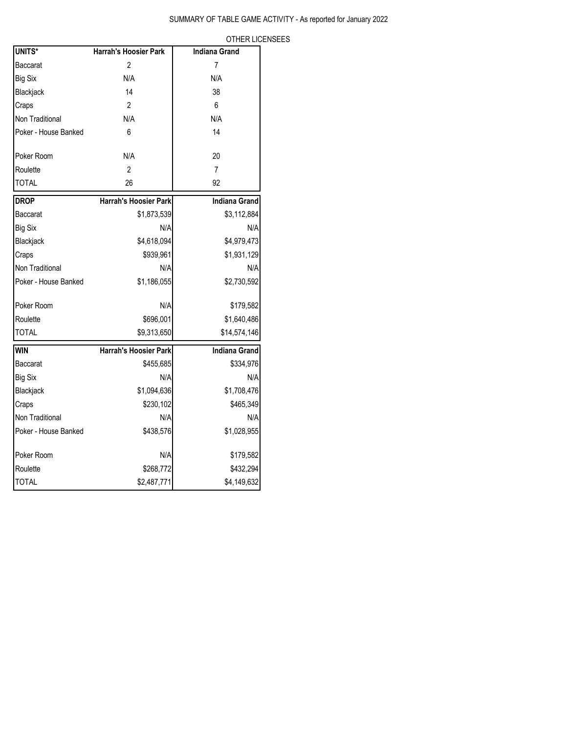SUMMARY OF TABLE GAME ACTIVITY - As reported for January 2022

OTHER LICENSEES

| UNITS* | Harrah's Hoosier Park | Indiana Grand |
|---|---|---|
| Baccarat | 2 | 7 |
| Big Six | N/A | N/A |
| Blackjack | 14 | 38 |
| Craps | 2 | 6 |
| Non Traditional | N/A | N/A |
| Poker - House Banked | 6 | 14 |
| Poker Room | N/A | 20 |
| Roulette | 2 | 7 |
| TOTAL | 26 | 92 |

| DROP | Harrah's Hoosier Park | Indiana Grand |
|---|---|---|
| Baccarat | $1,873,539 | $3,112,884 |
| Big Six | N/A | N/A |
| Blackjack | $4,618,094 | $4,979,473 |
| Craps | $939,961 | $1,931,129 |
| Non Traditional | N/A | N/A |
| Poker - House Banked | $1,186,055 | $2,730,592 |
| Poker Room | N/A | $179,582 |
| Roulette | $696,001 | $1,640,486 |
| TOTAL | $9,313,650 | $14,574,146 |

| WIN | Harrah's Hoosier Park | Indiana Grand |
|---|---|---|
| Baccarat | $455,685 | $334,976 |
| Big Six | N/A | N/A |
| Blackjack | $1,094,636 | $1,708,476 |
| Craps | $230,102 | $465,349 |
| Non Traditional | N/A | N/A |
| Poker - House Banked | $438,576 | $1,028,955 |
| Poker Room | N/A | $179,582 |
| Roulette | $268,772 | $432,294 |
| TOTAL | $2,487,771 | $4,149,632 |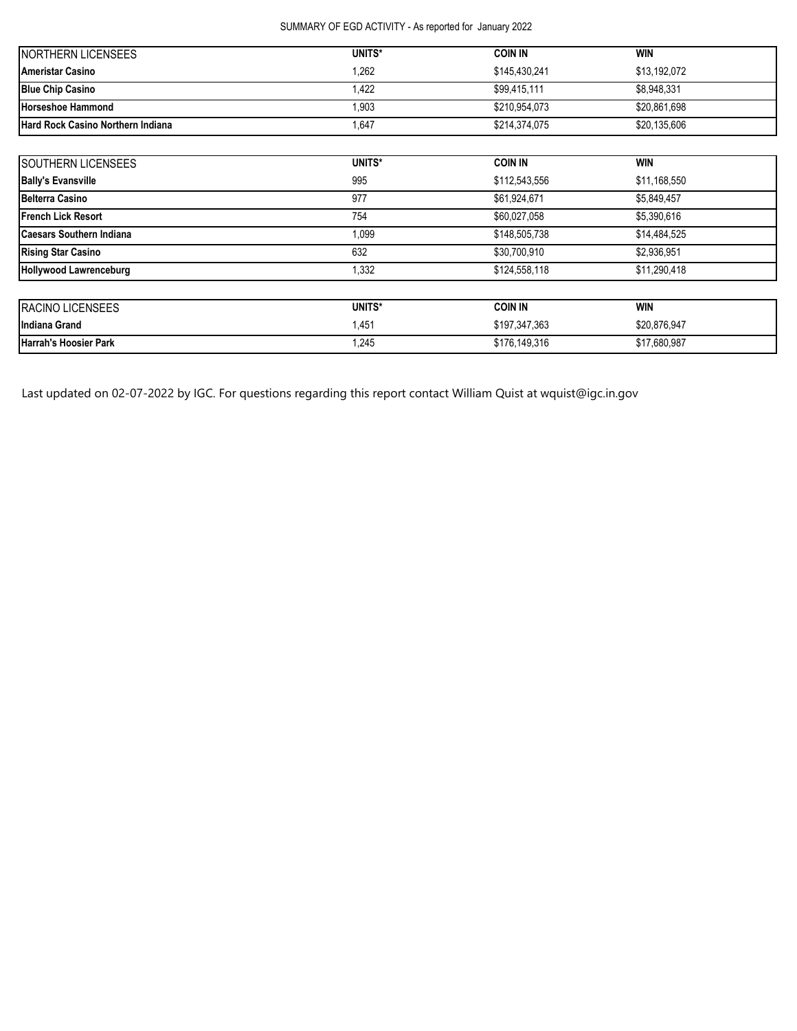SUMMARY OF EGD ACTIVITY - As reported for January 2022

| NORTHERN LICENSEES | UNITS* | COIN IN | WIN |
|---|---|---|---|
| **Ameristar Casino** | 1,262 | $145,430,241 | $13,192,072 |
| **Blue Chip Casino** | 1,422 | $99,415,111 | $8,948,331 |
| **Horseshoe Hammond** | 1,903 | $210,954,073 | $20,861,698 |
| **Hard Rock Casino Northern Indiana** | 1,647 | $214,374,075 | $20,135,606 |

| SOUTHERN LICENSEES | UNITS* | COIN IN | WIN |
|---|---|---|---|
| **Bally's Evansville** | 995 | $112,543,556 | $11,168,550 |
| **Belterra Casino** | 977 | $61,924,671 | $5,849,457 |
| **French Lick Resort** | 754 | $60,027,058 | $5,390,616 |
| **Caesars Southern Indiana** | 1,099 | $148,505,738 | $14,484,525 |
| **Rising Star Casino** | 632 | $30,700,910 | $2,936,951 |
| **Hollywood Lawrenceburg** | 1,332 | $124,558,118 | $11,290,418 |

| RACINO LICENSEES | UNITS* | COIN IN | WIN |
|---|---|---|---|
| **Indiana Grand** | 1,451 | $197,347,363 | $20,876,947 |
| **Harrah's Hoosier Park** | 1,245 | $176,149,316 | $17,680,987 |

Last updated on 02-07-2022 by IGC. For questions regarding this report contact William Quist at wquist@igc.in.gov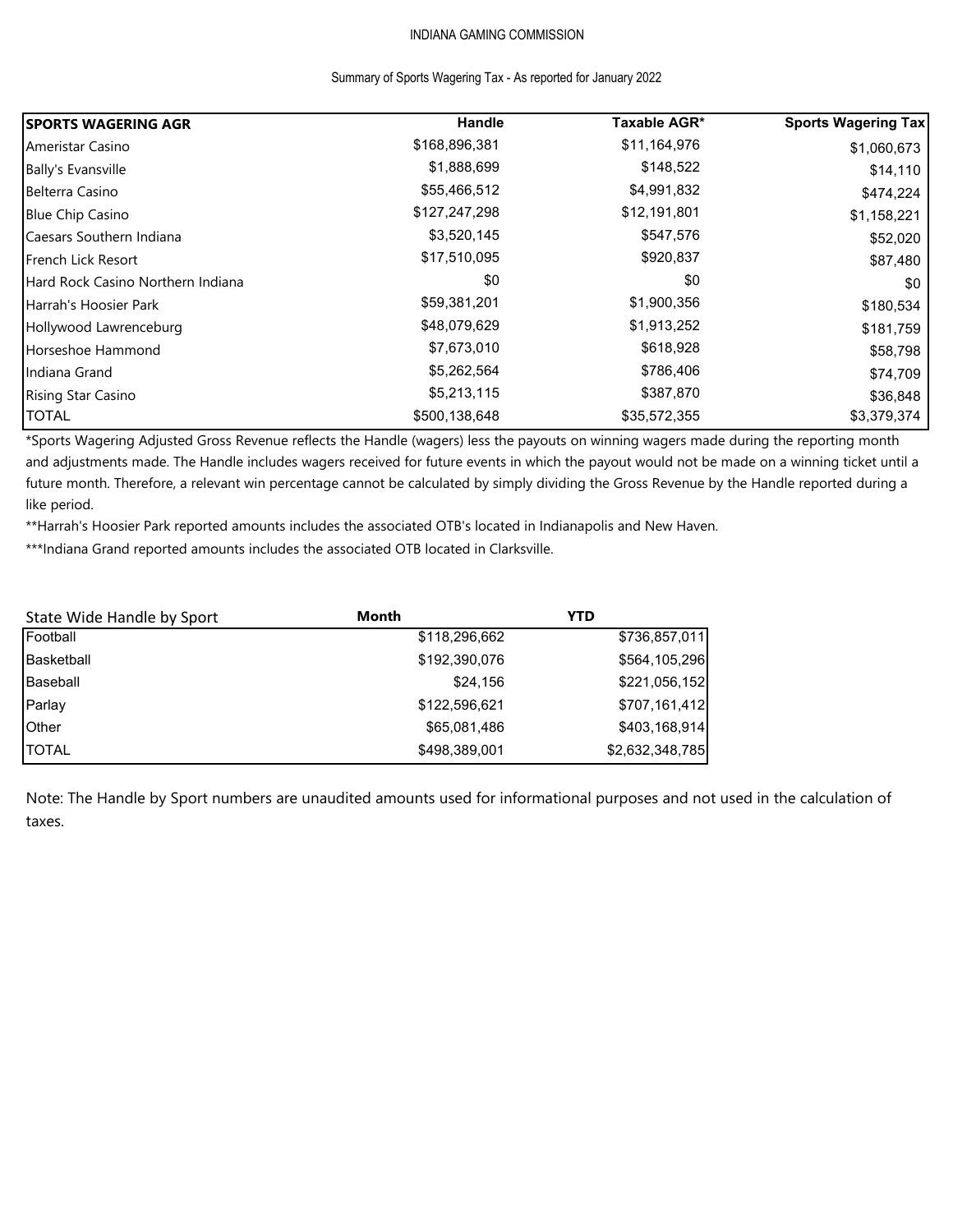INDIANA GAMING COMMISSION

Summary of Sports Wagering Tax - As reported for January 2022

| SPORTS WAGERING AGR | Handle | Taxable AGR* | Sports Wagering Tax |
|---|---|---|---|
| Ameristar Casino | $168,896,381 | $11,164,976 | $1,060,673 |
| Bally's Evansville | $1,888,699 | $148,522 | $14,110 |
| Belterra Casino | $55,466,512 | $4,991,832 | $474,224 |
| Blue Chip Casino | $127,247,298 | $12,191,801 | $1,158,221 |
| Caesars Southern Indiana | $3,520,145 | $547,576 | $52,020 |
| French Lick Resort | $17,510,095 | $920,837 | $87,480 |
| Hard Rock Casino Northern Indiana | $0 | $0 | $0 |
| Harrah's Hoosier Park | $59,381,201 | $1,900,356 | $180,534 |
| Hollywood Lawrenceburg | $48,079,629 | $1,913,252 | $181,759 |
| Horseshoe Hammond | $7,673,010 | $618,928 | $58,798 |
| Indiana Grand | $5,262,564 | $786,406 | $74,709 |
| Rising Star Casino | $5,213,115 | $387,870 | $36,848 |
| TOTAL | $500,138,648 | $35,572,355 | $3,379,374 |

*Sports Wagering Adjusted Gross Revenue reflects the Handle (wagers) less the payouts on winning wagers made during the reporting month and adjustments made. The Handle includes wagers received for future events in which the payout would not be made on a winning ticket until a future month. Therefore, a relevant win percentage cannot be calculated by simply dividing the Gross Revenue by the Handle reported during a like period.

**Harrah's Hoosier Park reported amounts includes the associated OTB's located in Indianapolis and New Haven.

***Indiana Grand reported amounts includes the associated OTB located in Clarksville.

| State Wide Handle by Sport | Month | YTD |
|---|---|---|
| Football | $118,296,662 | $736,857,011 |
| Basketball | $192,390,076 | $564,105,296 |
| Baseball | $24,156 | $221,056,152 |
| Parlay | $122,596,621 | $707,161,412 |
| Other | $65,081,486 | $403,168,914 |
| TOTAL | $498,389,001 | $2,632,348,785 |

Note: The Handle by Sport numbers are unaudited amounts used for informational purposes and not used in the calculation of taxes.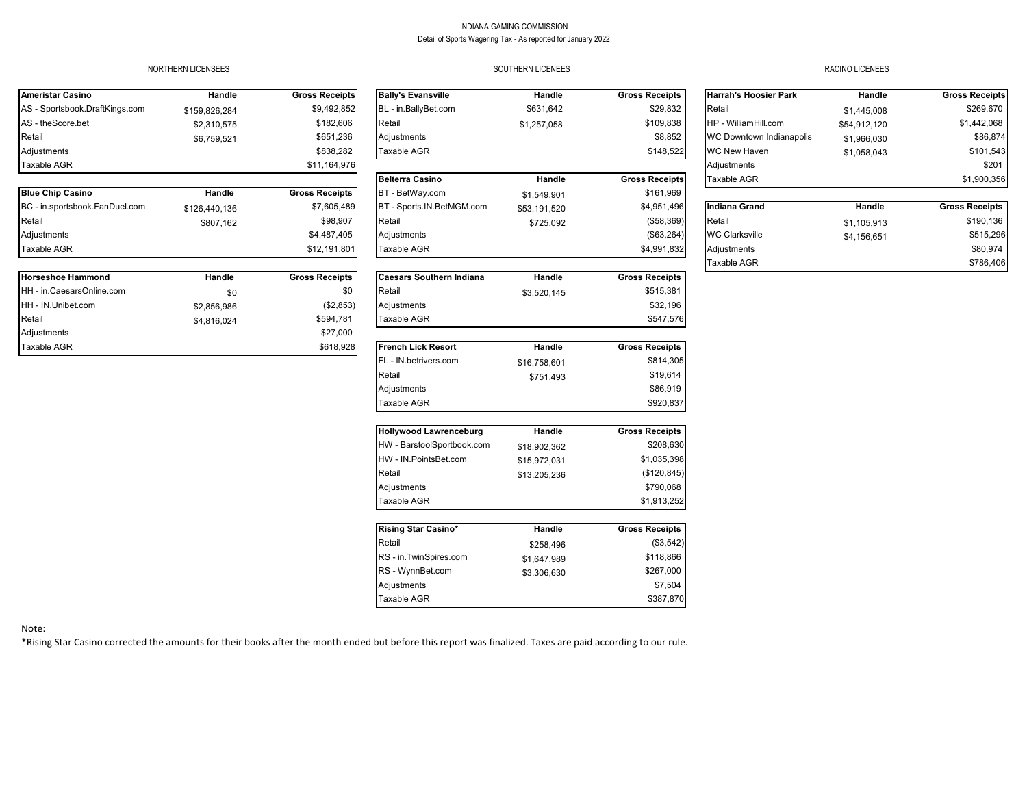INDIANA GAMING COMMISSION

Detail of Sports Wagering Tax - As reported for January 2022

## NORTHERN LICENSEES

| Ameristar Casino | Handle | Gross Receipts |
|---|---|---|
| AS - Sportsbook.DraftKings.com | $159,826,284 | $9,492,852 |
| AS - theScore.bet | $2,310,575 | $182,606 |
| Retail | $6,759,521 | $651,236 |
| Adjustments | | $838,282 |
| Taxable AGR | | $11,164,976 |

| Blue Chip Casino | Handle | Gross Receipts |
|---|---|---|
| BC - in.sportsbook.FanDuel.com | $126,440,136 | $7,605,489 |
| Retail | $807,162 | $98,907 |
| Adjustments | | $4,487,405 |
| Taxable AGR | | $12,191,801 |

| Horseshoe Hammond | Handle | Gross Receipts |
|---|---|---|
| HH - in.CaesarsOnline.com | $0 | $0 |
| HH - IN.Unibet.com | $2,856,986 | ($2,853) |
| Retail | $4,816,024 | $594,781 |
| Adjustments | | $27,000 |
| Taxable AGR | | $618,928 |

## SOUTHERN LICENEES

| Bally's Evansville | Handle | Gross Receipts |
|---|---|---|
| BL - in.BallyBet.com | $631,642 | $29,832 |
| Retail | $1,257,058 | $109,838 |
| Adjustments | | $8,852 |
| Taxable AGR | | $148,522 |

| Belterra Casino | Handle | Gross Receipts |
|---|---|---|
| BT - BetWay.com | $1,549,901 | $161,969 |
| BT - Sports.IN.BetMGM.com | $53,191,520 | $4,951,496 |
| Retail | $725,092 | ($58,369) |
| Adjustments | | ($63,264) |
| Taxable AGR | | $4,991,832 |

| Caesars Southern Indiana | Handle | Gross Receipts |
|---|---|---|
| Retail | $3,520,145 | $515,381 |
| Adjustments | | $32,196 |
| Taxable AGR | | $547,576 |

| French Lick Resort | Handle | Gross Receipts |
|---|---|---|
| FL - IN.betrivers.com | $16,758,601 | $814,305 |
| Retail | $751,493 | $19,614 |
| Adjustments | | $86,919 |
| Taxable AGR | | $920,837 |

| Hollywood Lawrenceburg | Handle | Gross Receipts |
|---|---|---|
| HW - BarstoolSportbook.com | $18,902,362 | $208,630 |
| HW - IN.PointsBet.com | $15,972,031 | $1,035,398 |
| Retail | $13,205,236 | ($120,845) |
| Adjustments | | $790,068 |
| Taxable AGR | | $1,913,252 |

| Rising Star Casino* | Handle | Gross Receipts |
|---|---|---|
| Retail | $258,496 | ($3,542) |
| RS - in.TwinSpires.com | $1,647,989 | $118,866 |
| RS - WynnBet.com | $3,306,630 | $267,000 |
| Adjustments | | $7,504 |
| Taxable AGR | | $387,870 |

## RACINO LICENEES

| Harrah's Hoosier Park | Handle | Gross Receipts |
|---|---|---|
| Retail | $1,445,008 | $269,670 |
| HP - WilliamHill.com | $54,912,120 | $1,442,068 |
| WC Downtown Indianapolis | $1,966,030 | $86,874 |
| WC New Haven | $1,058,043 | $101,543 |
| Adjustments | | $201 |
| Taxable AGR | | $1,900,356 |

| Indiana Grand | Handle | Gross Receipts |
|---|---|---|
| Retail | $1,105,913 | $190,136 |
| WC Clarksville | $4,156,651 | $515,296 |
| Adjustments | | $80,974 |
| Taxable AGR | | $786,406 |

Note:

*Rising Star Casino corrected the amounts for their books after the month ended but before this report was finalized. Taxes are paid according to our rule.